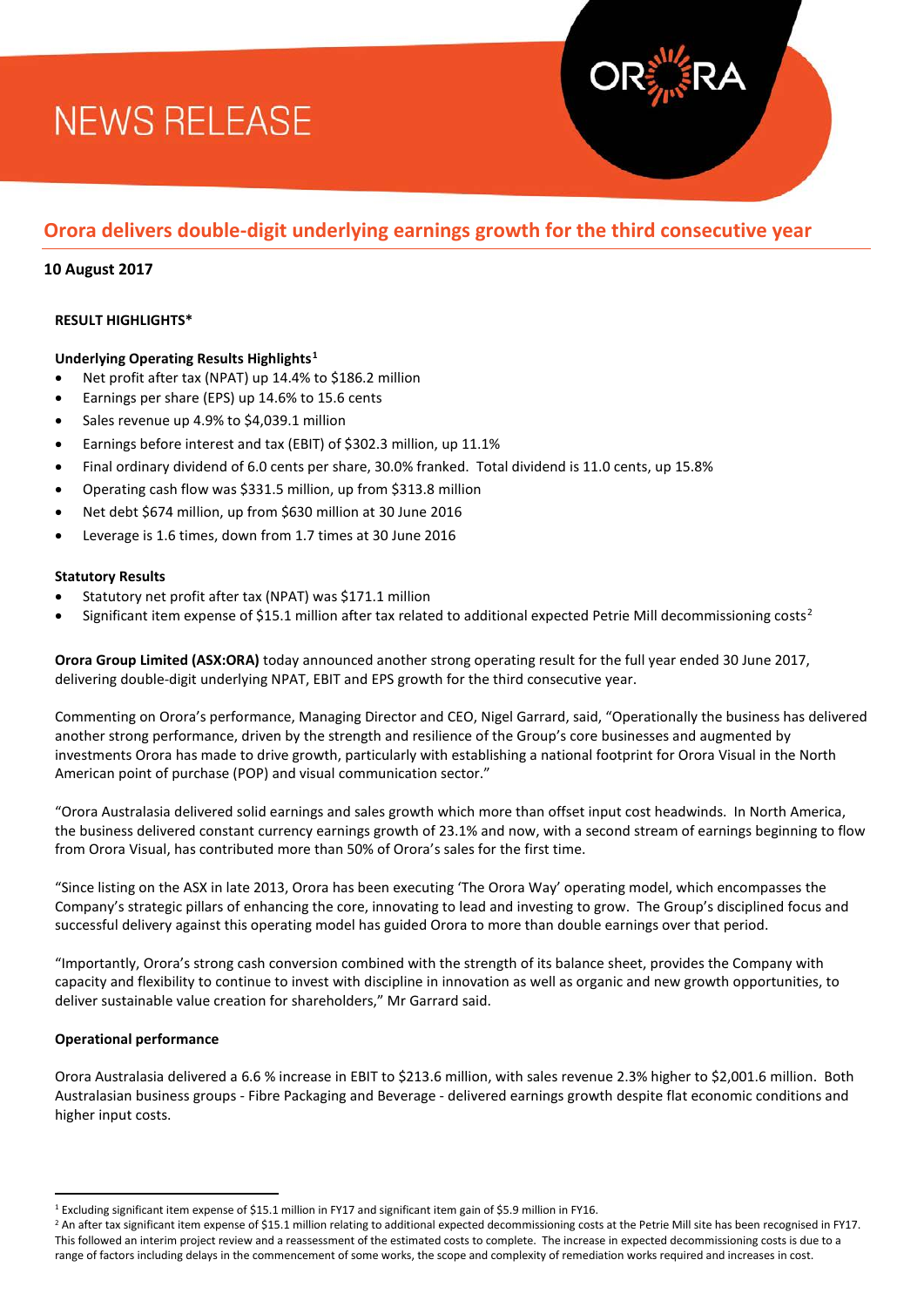# NEWS RELEASE

## Orora delivers double-digit underlying earnings growth for the third consecutive year

**10 August 2017**

**RESULT HIGHLIGHTS***

**Underlying Operating Results Highlights**[1]

- Net profit after tax (NPAT) up 14.4% to $186.2 million
- Earnings per share (EPS) up 14.6% to 15.6 cents
- Sales revenue up 4.9% to $4,039.1 million
- Earnings before interest and tax (EBIT) of $302.3 million, up 11.1%
- Final ordinary dividend of 6.0 cents per share, 30.0% franked. Total dividend is 11.0 cents, up 15.8%
- Operating cash flow was $331.5 million, up from $313.8 million
- Net debt $674 million, up from $630 million at 30 June 2016
- Leverage is 1.6 times, down from 1.7 times at 30 June 2016

**Statutory Results**

- Statutory net profit after tax (NPAT) was $171.1 million
- Significant item expense of $15.1 million after tax related to additional expected Petrie Mill decommissioning costs[2]

**Orora Group Limited (ASX:ORA)** today announced another strong operating result for the full year ended 30 June 2017, delivering double-digit underlying NPAT, EBIT and EPS growth for the third consecutive year.

Commenting on Orora's performance, Managing Director and CEO, Nigel Garrard, said, "Operationally the business has delivered another strong performance, driven by the strength and resilience of the Group's core businesses and augmented by investments Orora has made to drive growth, particularly with establishing a national footprint for Orora Visual in the North American point of purchase (POP) and visual communication sector."

"Orora Australasia delivered solid earnings and sales growth which more than offset input cost headwinds. In North America, the business delivered constant currency earnings growth of 23.1% and now, with a second stream of earnings beginning to flow from Orora Visual, has contributed more than 50% of Orora's sales for the first time.

"Since listing on the ASX in late 2013, Orora has been executing 'The Orora Way' operating model, which encompasses the Company's strategic pillars of enhancing the core, innovating to lead and investing to grow. The Group's disciplined focus and successful delivery against this operating model has guided Orora to more than double earnings over that period.

"Importantly, Orora's strong cash conversion combined with the strength of its balance sheet, provides the Company with capacity and flexibility to continue to invest with discipline in innovation as well as organic and new growth opportunities, to deliver sustainable value creation for shareholders," Mr Garrard said.

**Operational performance**

Orora Australasia delivered a 6.6 % increase in EBIT to $213.6 million, with sales revenue 2.3% higher to $2,001.6 million. Both Australasian business groups - Fibre Packaging and Beverage - delivered earnings growth despite flat economic conditions and higher input costs.

---

[1] Excluding significant item expense of $15.1 million in FY17 and significant item gain of $5.9 million in FY16.

[2] An after tax significant item expense of $15.1 million relating to additional expected decommissioning costs at the Petrie Mill site has been recognised in FY17. This followed an interim project review and a reassessment of the estimated costs to complete. The increase in expected decommissioning costs is due to a range of factors including delays in the commencement of some works, the scope and complexity of remediation works required and increases in cost.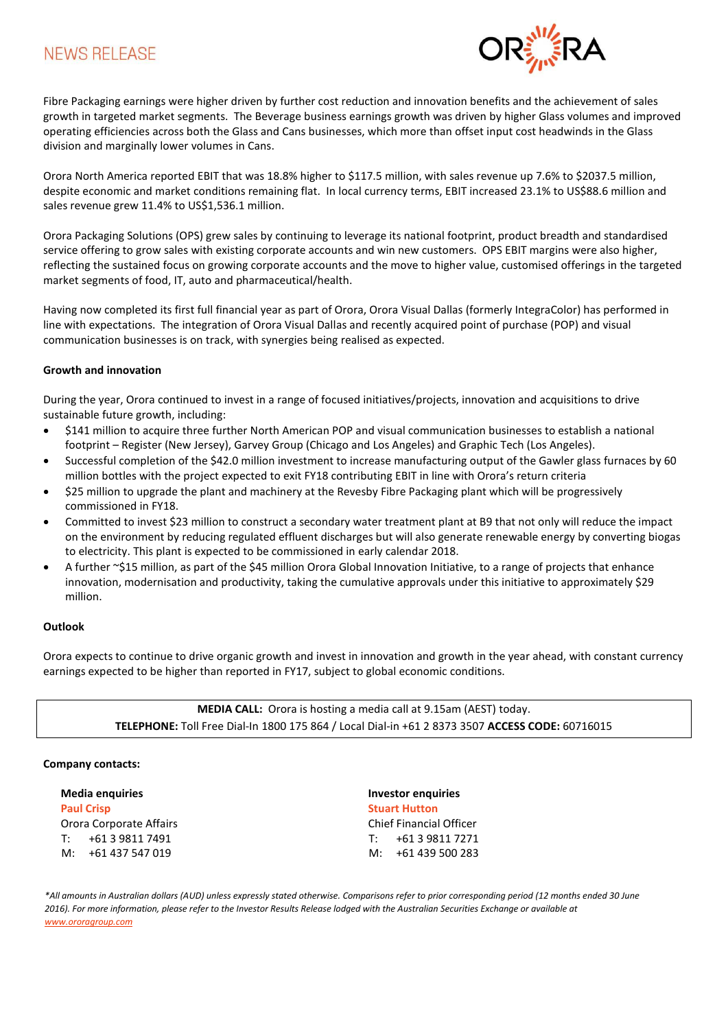Fibre Packaging earnings were higher driven by further cost reduction and innovation benefits and the achievement of sales growth in targeted market segments. The Beverage business earnings growth was driven by higher Glass volumes and improved operating efficiencies across both the Glass and Cans businesses, which more than offset input cost headwinds in the Glass division and marginally lower volumes in Cans.

Orora North America reported EBIT that was 18.8% higher to $117.5 million, with sales revenue up 7.6% to $2037.5 million, despite economic and market conditions remaining flat. In local currency terms, EBIT increased 23.1% to US$88.6 million and sales revenue grew 11.4% to US$1,536.1 million.

Orora Packaging Solutions (OPS) grew sales by continuing to leverage its national footprint, product breadth and standardised service offering to grow sales with existing corporate accounts and win new customers. OPS EBIT margins were also higher, reflecting the sustained focus on growing corporate accounts and the move to higher value, customised offerings in the targeted market segments of food, IT, auto and pharmaceutical/health.

Having now completed its first full financial year as part of Orora, Orora Visual Dallas (formerly IntegraColor) has performed in line with expectations. The integration of Orora Visual Dallas and recently acquired point of purchase (POP) and visual communication businesses is on track, with synergies being realised as expected.

**Growth and innovation**

During the year, Orora continued to invest in a range of focused initiatives/projects, innovation and acquisitions to drive sustainable future growth, including:

- $141 million to acquire three further North American POP and visual communication businesses to establish a national footprint – Register (New Jersey), Garvey Group (Chicago and Los Angeles) and Graphic Tech (Los Angeles).
- Successful completion of the $42.0 million investment to increase manufacturing output of the Gawler glass furnaces by 60 million bottles with the project expected to exit FY18 contributing EBIT in line with Orora's return criteria
- $25 million to upgrade the plant and machinery at the Revesby Fibre Packaging plant which will be progressively commissioned in FY18.
- Committed to invest $23 million to construct a secondary water treatment plant at B9 that not only will reduce the impact on the environment by reducing regulated effluent discharges but will also generate renewable energy by converting biogas to electricity. This plant is expected to be commissioned in early calendar 2018.
- A further ~$15 million, as part of the $45 million Orora Global Innovation Initiative, to a range of projects that enhance innovation, modernisation and productivity, taking the cumulative approvals under this initiative to approximately $29 million.

**Outlook**

Orora expects to continue to drive organic growth and invest in innovation and growth in the year ahead, with constant currency earnings expected to be higher than reported in FY17, subject to global economic conditions.

**MEDIA CALL:** Orora is hosting a media call at 9.15am (AEST) today.
**TELEPHONE:** Toll Free Dial-In 1800 175 864 / Local Dial-in +61 2 8373 3507 **ACCESS CODE:** 60716015

**Company contacts:**

**Media enquiries**
Paul Crisp
Orora Corporate Affairs
T: +61 3 9811 7491
M: +61 437 547 019

**Investor enquiries**
Stuart Hutton
Chief Financial Officer
T: +61 3 9811 7271
M: +61 439 500 283

*\*All amounts in Australian dollars (AUD) unless expressly stated otherwise. Comparisons refer to prior corresponding period (12 months ended 30 June 2016). For more information, please refer to the Investor Results Release lodged with the Australian Securities Exchange or available at www.ororagroup.com*